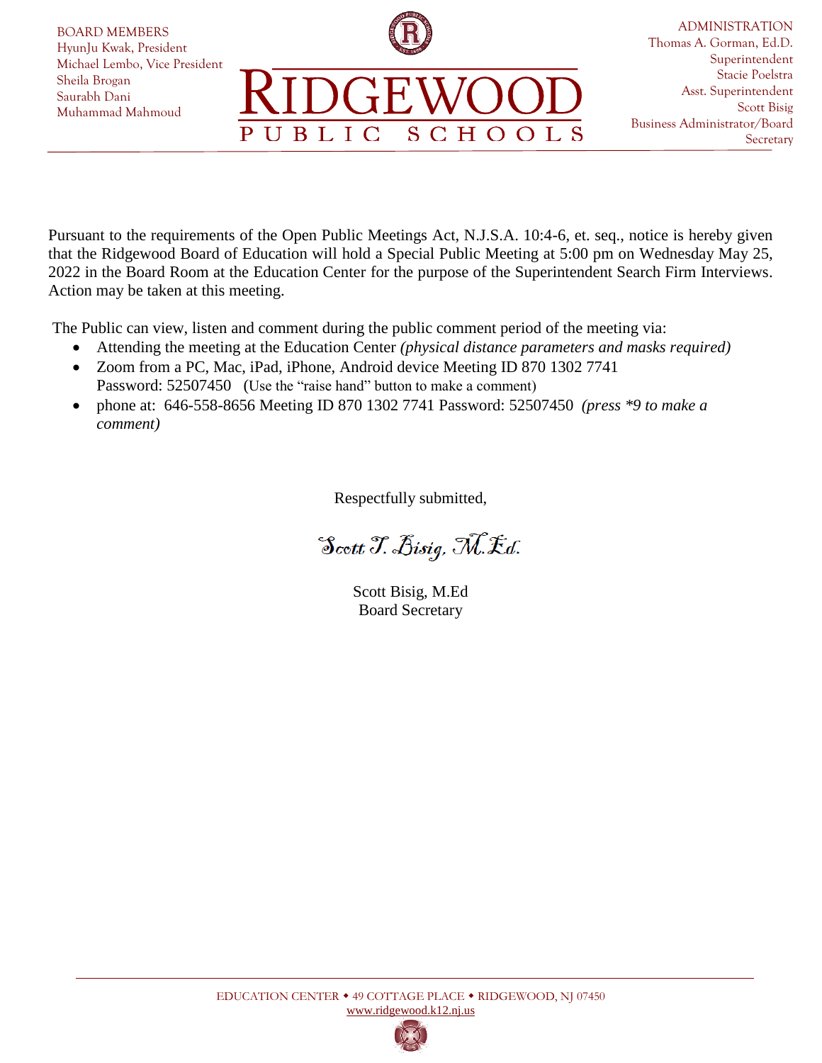BOARD MEMBERS
HyunJu Kwak, President
Michael Lembo, Vice President
Sheila Brogan
Saurabh Dani
Muhammad Mahmoud

# RIDGEWOOD
## PUBLIC SCHOOLS

ADMINISTRATION
Thomas A. Gorman, Ed.D.
Superintendent
Stacie Poelstra
Asst. Superintendent
Scott Bisig
Business Administrator/Board Secretary

Pursuant to the requirements of the Open Public Meetings Act, N.J.S.A. 10:4-6, et. seq., notice is hereby given that the Ridgewood Board of Education will hold a Special Public Meeting at 5:00 pm on Wednesday May 25, 2022 in the Board Room at the Education Center for the purpose of the Superintendent Search Firm Interviews. Action may be taken at this meeting.

The Public can view, listen and comment during the public comment period of the meeting via:

- Attending the meeting at the Education Center *(physical distance parameters and masks required)*
- Zoom from a PC, Mac, iPad, iPhone, Android device Meeting ID 870 1302 7741 Password: 52507450 (Use the "raise hand" button to make a comment)
- phone at: 646-558-8656 Meeting ID 870 1302 7741 Password: 52507450 *(press *9 to make a comment)*

Respectfully submitted,

*Scott T. Bisig, M.Ed.*

Scott Bisig, M.Ed
Board Secretary

EDUCATION CENTER ◆ 49 COTTAGE PLACE ◆ RIDGEWOOD, NJ 07450
www.ridgewood.k12.nj.us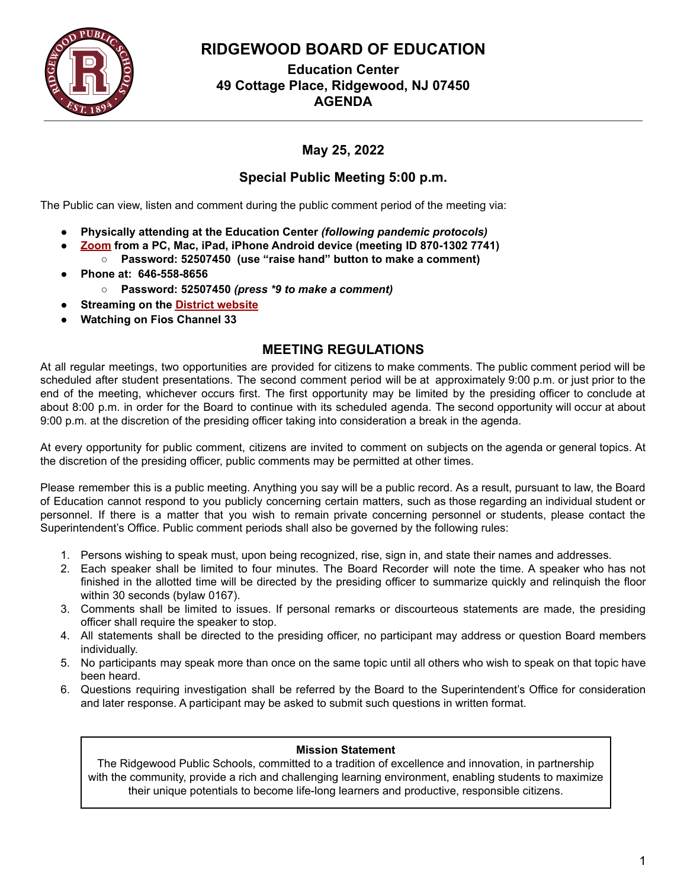# RIDGEWOOD BOARD OF EDUCATION

**Education Center**
**49 Cottage Place, Ridgewood, NJ 07450**
**AGENDA**

---

## May 25, 2022

## Special Public Meeting 5:00 p.m.

The Public can view, listen and comment during the public comment period of the meeting via:

- **Physically attending at the Education Center *(following pandemic protocols)***
- **[Zoom](#) from a PC, Mac, iPad, iPhone Android device (meeting ID 870-1302 7741)**
  - **Password: 52507450 (use "raise hand" button to make a comment)**
- **Phone at: 646-558-8656**
  - **Password: 52507450 *(press *9 to make a comment)***
- **Streaming on the [District website](#)**
- **Watching on Fios Channel 33**

## MEETING REGULATIONS

At all regular meetings, two opportunities are provided for citizens to make comments. The public comment period will be scheduled after student presentations. The second comment period will be at approximately 9:00 p.m. or just prior to the end of the meeting, whichever occurs first. The first opportunity may be limited by the presiding officer to conclude at about 8:00 p.m. in order for the Board to continue with its scheduled agenda. The second opportunity will occur at about 9:00 p.m. at the discretion of the presiding officer taking into consideration a break in the agenda.

At every opportunity for public comment, citizens are invited to comment on subjects on the agenda or general topics. At the discretion of the presiding officer, public comments may be permitted at other times.

Please remember this is a public meeting. Anything you say will be a public record. As a result, pursuant to law, the Board of Education cannot respond to you publicly concerning certain matters, such as those regarding an individual student or personnel. If there is a matter that you wish to remain private concerning personnel or students, please contact the Superintendent's Office. Public comment periods shall also be governed by the following rules:

1. Persons wishing to speak must, upon being recognized, rise, sign in, and state their names and addresses.
2. Each speaker shall be limited to four minutes. The Board Recorder will note the time. A speaker who has not finished in the allotted time will be directed by the presiding officer to summarize quickly and relinquish the floor within 30 seconds (bylaw 0167).
3. Comments shall be limited to issues. If personal remarks or discourteous statements are made, the presiding officer shall require the speaker to stop.
4. All statements shall be directed to the presiding officer, no participant may address or question Board members individually.
5. No participants may speak more than once on the same topic until all others who wish to speak on that topic have been heard.
6. Questions requiring investigation shall be referred by the Board to the Superintendent's Office for consideration and later response. A participant may be asked to submit such questions in written format.

**Mission Statement**

The Ridgewood Public Schools, committed to a tradition of excellence and innovation, in partnership with the community, provide a rich and challenging learning environment, enabling students to maximize their unique potentials to become life-long learners and productive, responsible citizens.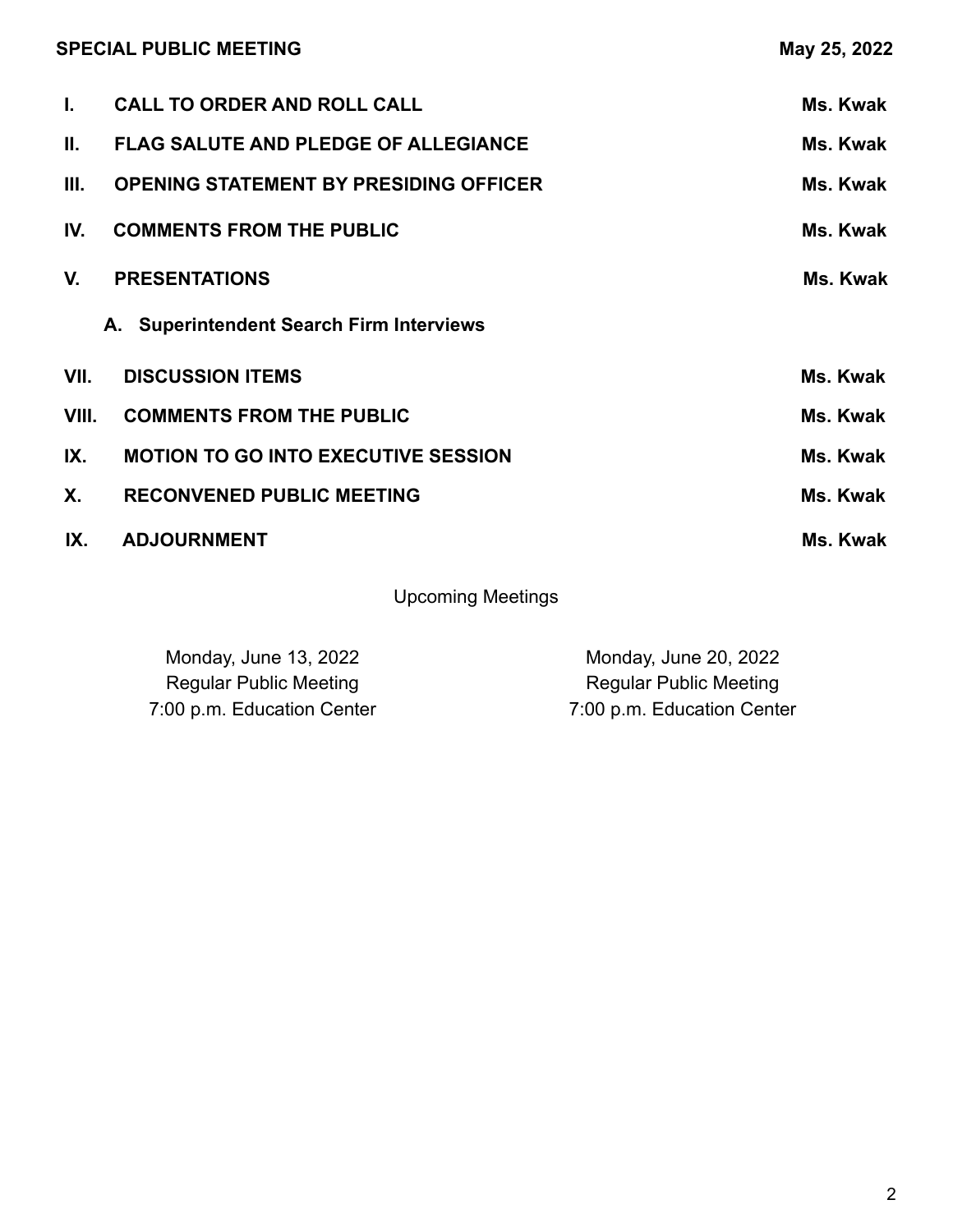**SPECIAL PUBLIC MEETING** **May 25, 2022**

| | | |
|---|---|---|
| **I.** | **CALL TO ORDER AND ROLL CALL** | **Ms. Kwak** |
| **II.** | **FLAG SALUTE AND PLEDGE OF ALLEGIANCE** | **Ms. Kwak** |
| **III.** | **OPENING STATEMENT BY PRESIDING OFFICER** | **Ms. Kwak** |
| **IV.** | **COMMENTS FROM THE PUBLIC** | **Ms. Kwak** |
| **V.** | **PRESENTATIONS** | **Ms. Kwak** |
| | **A. Superintendent Search Firm Interviews** | |
| **VII.** | **DISCUSSION ITEMS** | **Ms. Kwak** |
| **VIII.** | **COMMENTS FROM THE PUBLIC** | **Ms. Kwak** |
| **IX.** | **MOTION TO GO INTO EXECUTIVE SESSION** | **Ms. Kwak** |
| **X.** | **RECONVENED PUBLIC MEETING** | **Ms. Kwak** |
| **IX.** | **ADJOURNMENT** | **Ms. Kwak** |

Upcoming Meetings

Monday, June 13, 2022
Regular Public Meeting
7:00 p.m. Education Center

Monday, June 20, 2022
Regular Public Meeting
7:00 p.m. Education Center